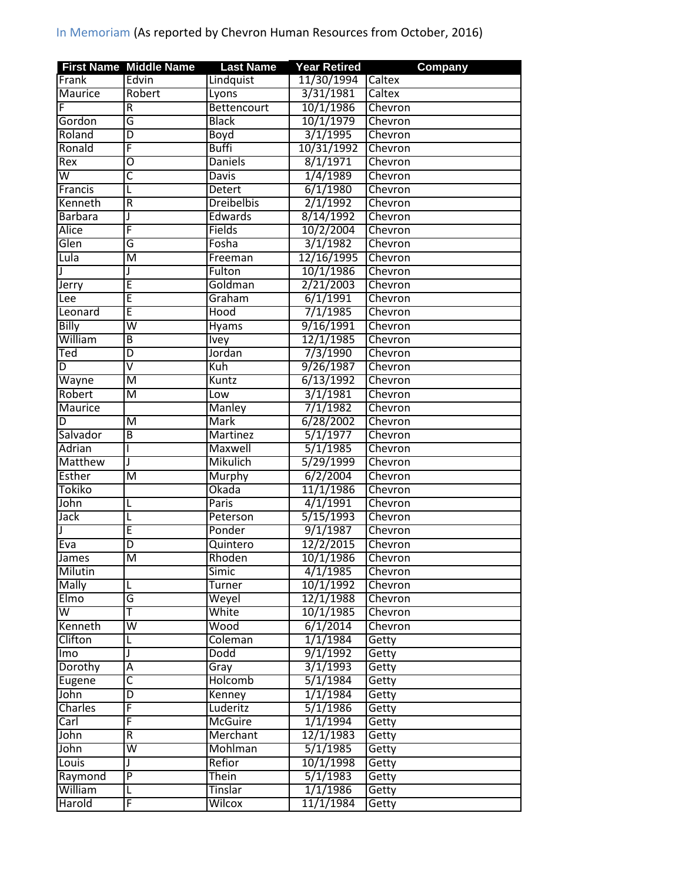In Memoriam (As reported by Chevron Human Resources from October, 2016)

| First Name | Middle Name | Last Name | Year Retired | Company |
|---|---|---|---|---|
| Frank | Edvin | Lindquist | 11/30/1994 | Caltex |
| Maurice | Robert | Lyons | 3/31/1981 | Caltex |
| F | R | Bettencourt | 10/1/1986 | Chevron |
| Gordon | G | Black | 10/1/1979 | Chevron |
| Roland | D | Boyd | 3/1/1995 | Chevron |
| Ronald | F | Buffi | 10/31/1992 | Chevron |
| Rex | O | Daniels | 8/1/1971 | Chevron |
| W | C | Davis | 1/4/1989 | Chevron |
| Francis | L | Detert | 6/1/1980 | Chevron |
| Kenneth | R | Dreibelbis | 2/1/1992 | Chevron |
| Barbara | J | Edwards | 8/14/1992 | Chevron |
| Alice | F | Fields | 10/2/2004 | Chevron |
| Glen | G | Fosha | 3/1/1982 | Chevron |
| Lula | M | Freeman | 12/16/1995 | Chevron |
| J | J | Fulton | 10/1/1986 | Chevron |
| Jerry | E | Goldman | 2/21/2003 | Chevron |
| Lee | E | Graham | 6/1/1991 | Chevron |
| Leonard | E | Hood | 7/1/1985 | Chevron |
| Billy | W | Hyams | 9/16/1991 | Chevron |
| William | B | Ivey | 12/1/1985 | Chevron |
| Ted | D | Jordan | 7/3/1990 | Chevron |
| D | V | Kuh | 9/26/1987 | Chevron |
| Wayne | M | Kuntz | 6/13/1992 | Chevron |
| Robert | M | Low | 3/1/1981 | Chevron |
| Maurice | | Manley | 7/1/1982 | Chevron |
| D | M | Mark | 6/28/2002 | Chevron |
| Salvador | B | Martinez | 5/1/1977 | Chevron |
| Adrian | I | Maxwell | 5/1/1985 | Chevron |
| Matthew | J | Mikulich | 5/29/1999 | Chevron |
| Esther | M | Murphy | 6/2/2004 | Chevron |
| Tokiko | | Okada | 11/1/1986 | Chevron |
| John | L | Paris | 4/1/1991 | Chevron |
| Jack | L | Peterson | 5/15/1993 | Chevron |
| J | E | Ponder | 9/1/1987 | Chevron |
| Eva | D | Quintero | 12/2/2015 | Chevron |
| James | M | Rhoden | 10/1/1986 | Chevron |
| Milutin | | Simic | 4/1/1985 | Chevron |
| Mally | L | Turner | 10/1/1992 | Chevron |
| Elmo | G | Weyel | 12/1/1988 | Chevron |
| W | T | White | 10/1/1985 | Chevron |
| Kenneth | W | Wood | 6/1/2014 | Chevron |
| Clifton | L | Coleman | 1/1/1984 | Getty |
| Imo | J | Dodd | 9/1/1992 | Getty |
| Dorothy | A | Gray | 3/1/1993 | Getty |
| Eugene | C | Holcomb | 5/1/1984 | Getty |
| John | D | Kenney | 1/1/1984 | Getty |
| Charles | F | Luderitz | 5/1/1986 | Getty |
| Carl | F | McGuire | 1/1/1994 | Getty |
| John | R | Merchant | 12/1/1983 | Getty |
| John | W | Mohlman | 5/1/1985 | Getty |
| Louis | J | Refior | 10/1/1998 | Getty |
| Raymond | P | Thein | 5/1/1983 | Getty |
| William | L | Tinslar | 1/1/1986 | Getty |
| Harold | F | Wilcox | 11/1/1984 | Getty |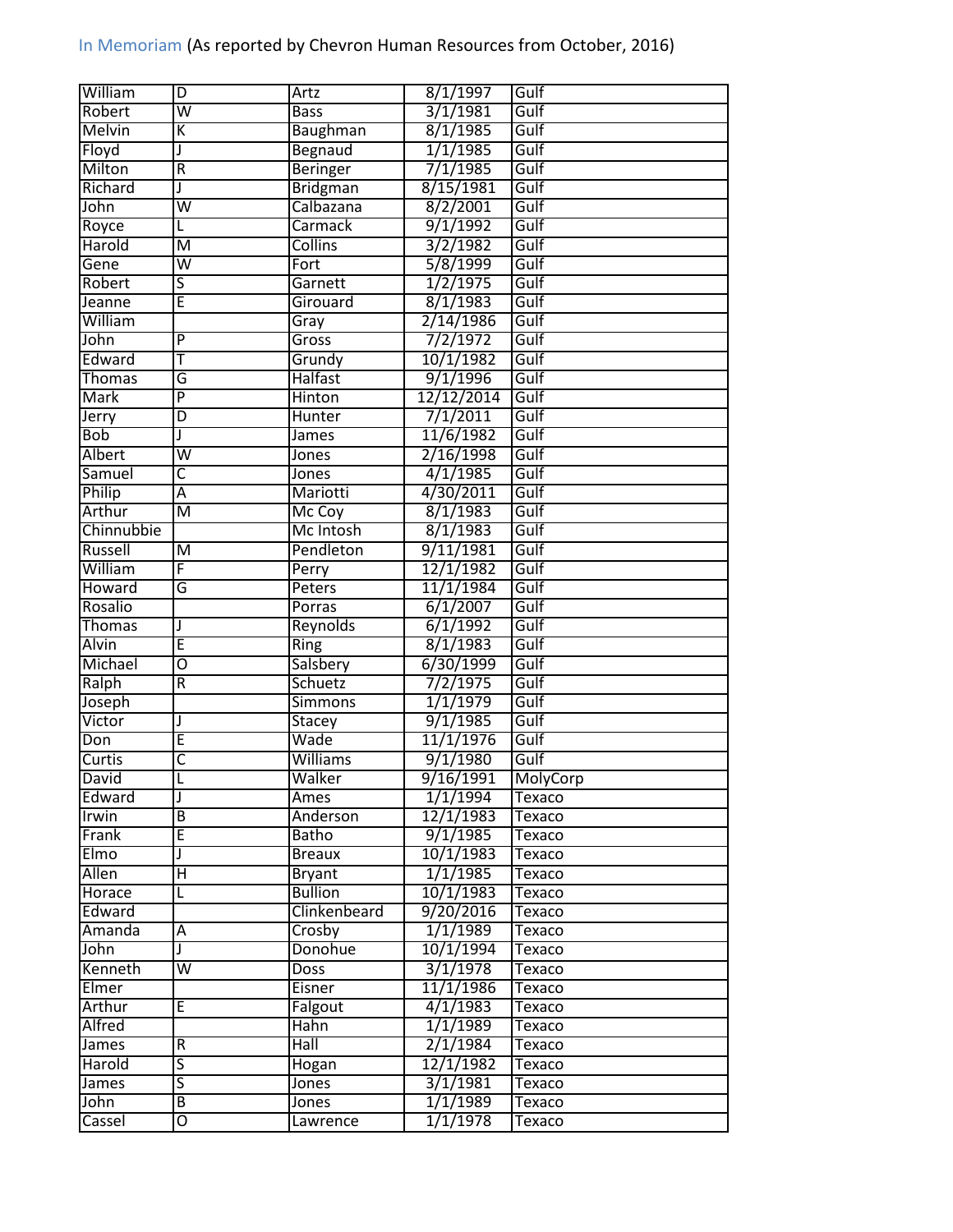In Memoriam (As reported by Chevron Human Resources from October, 2016)

| | | | | |
|---|---|---|---|---|
| William | D | Artz | 8/1/1997 | Gulf |
| Robert | W | Bass | 3/1/1981 | Gulf |
| Melvin | K | Baughman | 8/1/1985 | Gulf |
| Floyd | J | Begnaud | 1/1/1985 | Gulf |
| Milton | R | Beringer | 7/1/1985 | Gulf |
| Richard | J | Bridgman | 8/15/1981 | Gulf |
| John | W | Calbazana | 8/2/2001 | Gulf |
| Royce | L | Carmack | 9/1/1992 | Gulf |
| Harold | M | Collins | 3/2/1982 | Gulf |
| Gene | W | Fort | 5/8/1999 | Gulf |
| Robert | S | Garnett | 1/2/1975 | Gulf |
| Jeanne | E | Girouard | 8/1/1983 | Gulf |
| William | | Gray | 2/14/1986 | Gulf |
| John | P | Gross | 7/2/1972 | Gulf |
| Edward | T | Grundy | 10/1/1982 | Gulf |
| Thomas | G | Halfast | 9/1/1996 | Gulf |
| Mark | P | Hinton | 12/12/2014 | Gulf |
| Jerry | D | Hunter | 7/1/2011 | Gulf |
| Bob | J | James | 11/6/1982 | Gulf |
| Albert | W | Jones | 2/16/1998 | Gulf |
| Samuel | C | Jones | 4/1/1985 | Gulf |
| Philip | A | Mariotti | 4/30/2011 | Gulf |
| Arthur | M | Mc Coy | 8/1/1983 | Gulf |
| Chinnubbie | | Mc Intosh | 8/1/1983 | Gulf |
| Russell | M | Pendleton | 9/11/1981 | Gulf |
| William | F | Perry | 12/1/1982 | Gulf |
| Howard | G | Peters | 11/1/1984 | Gulf |
| Rosalio | | Porras | 6/1/2007 | Gulf |
| Thomas | J | Reynolds | 6/1/1992 | Gulf |
| Alvin | E | Ring | 8/1/1983 | Gulf |
| Michael | O | Salsbery | 6/30/1999 | Gulf |
| Ralph | R | Schuetz | 7/2/1975 | Gulf |
| Joseph | | Simmons | 1/1/1979 | Gulf |
| Victor | J | Stacey | 9/1/1985 | Gulf |
| Don | E | Wade | 11/1/1976 | Gulf |
| Curtis | C | Williams | 9/1/1980 | Gulf |
| David | L | Walker | 9/16/1991 | MolyCorp |
| Edward | J | Ames | 1/1/1994 | Texaco |
| Irwin | B | Anderson | 12/1/1983 | Texaco |
| Frank | E | Batho | 9/1/1985 | Texaco |
| Elmo | J | Breaux | 10/1/1983 | Texaco |
| Allen | H | Bryant | 1/1/1985 | Texaco |
| Horace | L | Bullion | 10/1/1983 | Texaco |
| Edward | | Clinkenbeard | 9/20/2016 | Texaco |
| Amanda | A | Crosby | 1/1/1989 | Texaco |
| John | J | Donohue | 10/1/1994 | Texaco |
| Kenneth | W | Doss | 3/1/1978 | Texaco |
| Elmer | | Eisner | 11/1/1986 | Texaco |
| Arthur | E | Falgout | 4/1/1983 | Texaco |
| Alfred | | Hahn | 1/1/1989 | Texaco |
| James | R | Hall | 2/1/1984 | Texaco |
| Harold | S | Hogan | 12/1/1982 | Texaco |
| James | S | Jones | 3/1/1981 | Texaco |
| John | B | Jones | 1/1/1989 | Texaco |
| Cassel | O | Lawrence | 1/1/1978 | Texaco |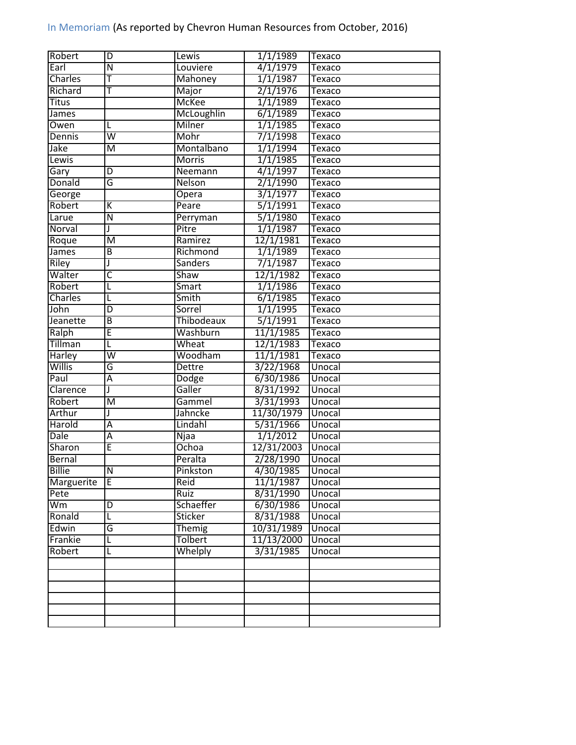In Memoriam (As reported by Chevron Human Resources from October, 2016)

| | | | | |
|---|---|---|---|---|
| Robert | D | Lewis | 1/1/1989 | Texaco |
| Earl | N | Louviere | 4/1/1979 | Texaco |
| Charles | T | Mahoney | 1/1/1987 | Texaco |
| Richard | T | Major | 2/1/1976 | Texaco |
| Titus | | McKee | 1/1/1989 | Texaco |
| James | | McLoughlin | 6/1/1989 | Texaco |
| Owen | L | Milner | 1/1/1985 | Texaco |
| Dennis | W | Mohr | 7/1/1998 | Texaco |
| Jake | M | Montalbano | 1/1/1994 | Texaco |
| Lewis | | Morris | 1/1/1985 | Texaco |
| Gary | D | Neemann | 4/1/1997 | Texaco |
| Donald | G | Nelson | 2/1/1990 | Texaco |
| George | | Opera | 3/1/1977 | Texaco |
| Robert | K | Peare | 5/1/1991 | Texaco |
| Larue | N | Perryman | 5/1/1980 | Texaco |
| Norval | J | Pitre | 1/1/1987 | Texaco |
| Roque | M | Ramirez | 12/1/1981 | Texaco |
| James | B | Richmond | 1/1/1989 | Texaco |
| Riley | J | Sanders | 7/1/1987 | Texaco |
| Walter | C | Shaw | 12/1/1982 | Texaco |
| Robert | L | Smart | 1/1/1986 | Texaco |
| Charles | L | Smith | 6/1/1985 | Texaco |
| John | D | Sorrel | 1/1/1995 | Texaco |
| Jeanette | B | Thibodeaux | 5/1/1991 | Texaco |
| Ralph | E | Washburn | 11/1/1985 | Texaco |
| Tillman | L | Wheat | 12/1/1983 | Texaco |
| Harley | W | Woodham | 11/1/1981 | Texaco |
| Willis | G | Dettre | 3/22/1968 | Unocal |
| Paul | A | Dodge | 6/30/1986 | Unocal |
| Clarence | J | Galler | 8/31/1992 | Unocal |
| Robert | M | Gammel | 3/31/1993 | Unocal |
| Arthur | J | Jahncke | 11/30/1979 | Unocal |
| Harold | A | Lindahl | 5/31/1966 | Unocal |
| Dale | A | Njaa | 1/1/2012 | Unocal |
| Sharon | E | Ochoa | 12/31/2003 | Unocal |
| Bernal | | Peralta | 2/28/1990 | Unocal |
| Billie | N | Pinkston | 4/30/1985 | Unocal |
| Marguerite | E | Reid | 11/1/1987 | Unocal |
| Pete | | Ruiz | 8/31/1990 | Unocal |
| Wm | D | Schaeffer | 6/30/1986 | Unocal |
| Ronald | L | Sticker | 8/31/1988 | Unocal |
| Edwin | G | Themig | 10/31/1989 | Unocal |
| Frankie | L | Tolbert | 11/13/2000 | Unocal |
| Robert | L | Whelply | 3/31/1985 | Unocal |